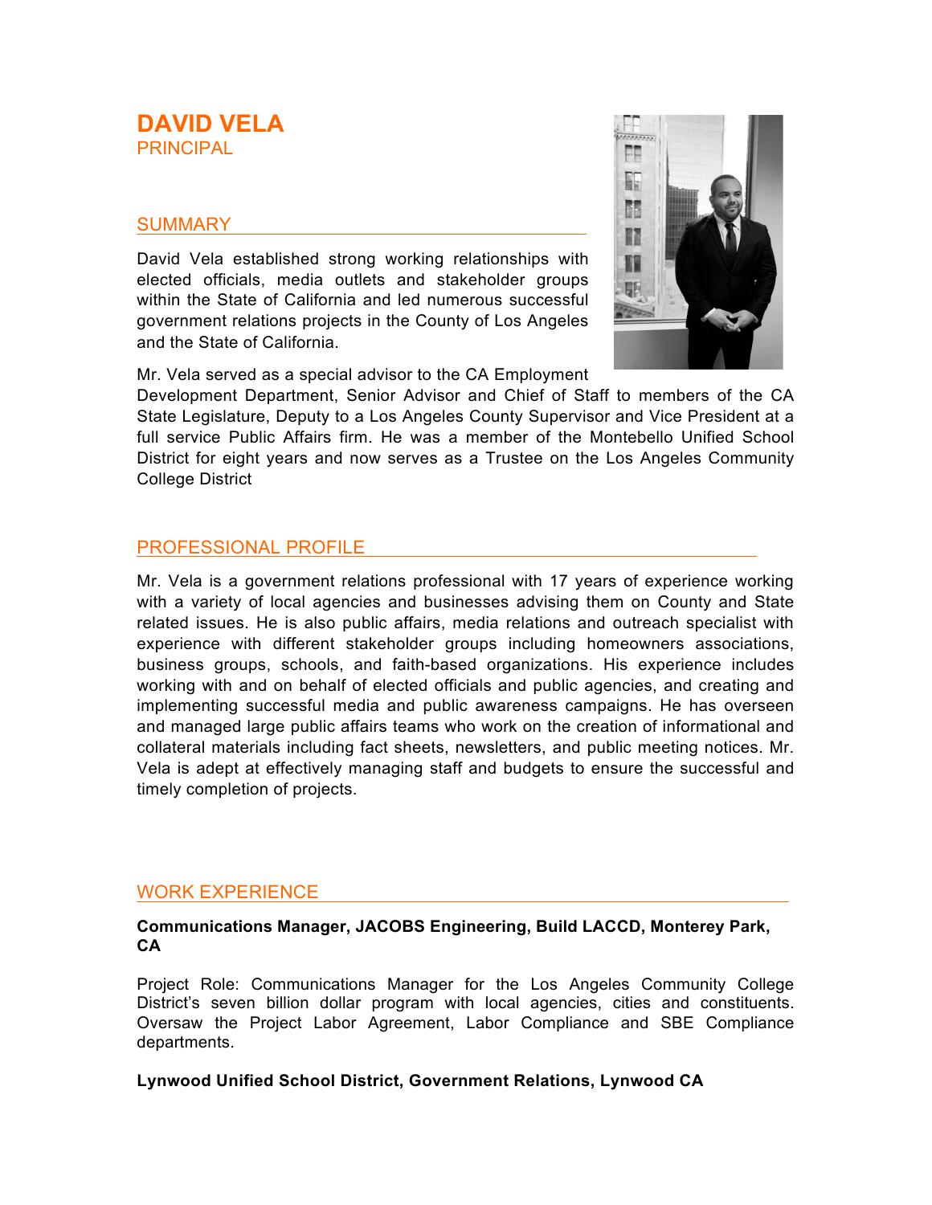# DAVID VELA
PRINCIPAL

## SUMMARY

David Vela established strong working relationships with elected officials, media outlets and stakeholder groups within the State of California and led numerous successful government relations projects in the County of Los Angeles and the State of California.

Mr. Vela served as a special advisor to the CA Employment Development Department, Senior Advisor and Chief of Staff to members of the CA State Legislature, Deputy to a Los Angeles County Supervisor and Vice President at a full service Public Affairs firm. He was a member of the Montebello Unified School District for eight years and now serves as a Trustee on the Los Angeles Community College District

## PROFESSIONAL PROFILE

Mr. Vela is a government relations professional with 17 years of experience working with a variety of local agencies and businesses advising them on County and State related issues. He is also public affairs, media relations and outreach specialist with experience with different stakeholder groups including homeowners associations, business groups, schools, and faith-based organizations. His experience includes working with and on behalf of elected officials and public agencies, and creating and implementing successful media and public awareness campaigns. He has overseen and managed large public affairs teams who work on the creation of informational and collateral materials including fact sheets, newsletters, and public meeting notices. Mr. Vela is adept at effectively managing staff and budgets to ensure the successful and timely completion of projects.

## WORK EXPERIENCE

**Communications Manager, JACOBS Engineering, Build LACCD, Monterey Park, CA**

Project Role: Communications Manager for the Los Angeles Community College District's seven billion dollar program with local agencies, cities and constituents. Oversaw the Project Labor Agreement, Labor Compliance and SBE Compliance departments.

**Lynwood Unified School District, Government Relations, Lynwood CA**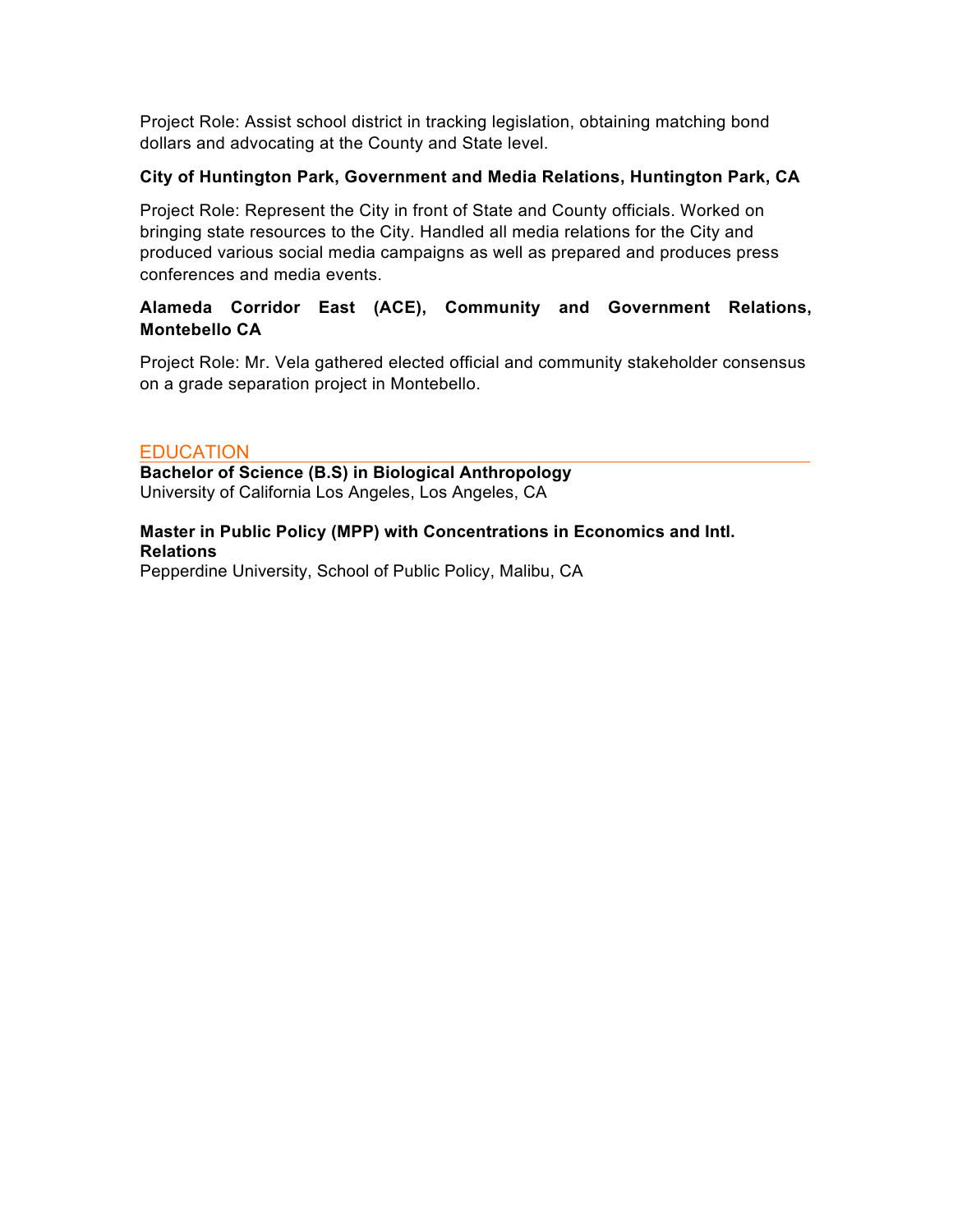Project Role: Assist school district in tracking legislation, obtaining matching bond dollars and advocating at the County and State level.

**City of Huntington Park, Government and Media Relations, Huntington Park, CA**

Project Role: Represent the City in front of State and County officials. Worked on bringing state resources to the City. Handled all media relations for the City and produced various social media campaigns as well as prepared and produces press conferences and media events.

**Alameda Corridor East (ACE), Community and Government Relations, Montebello CA**

Project Role: Mr. Vela gathered elected official and community stakeholder consensus on a grade separation project in Montebello.

## EDUCATION

**Bachelor of Science (B.S) in Biological Anthropology**
University of California Los Angeles, Los Angeles, CA

**Master in Public Policy (MPP) with Concentrations in Economics and Intl. Relations**
Pepperdine University, School of Public Policy, Malibu, CA